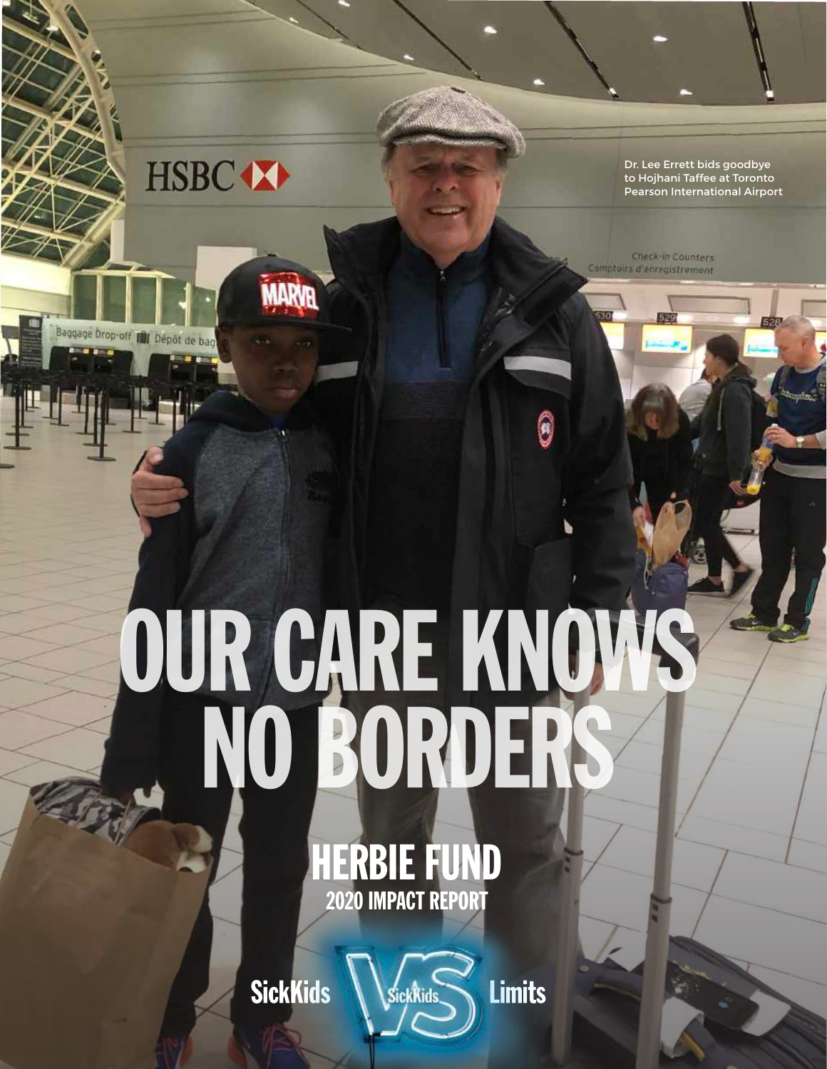Dr. Lee Errett bids goodbye to Hojhani Taffee at Toronto Pearson International Airport

# OUR CARE KNOWS NO BORDERS

## HERBIE FUND

### 2020 IMPACT REPORT

SickKids VS Limits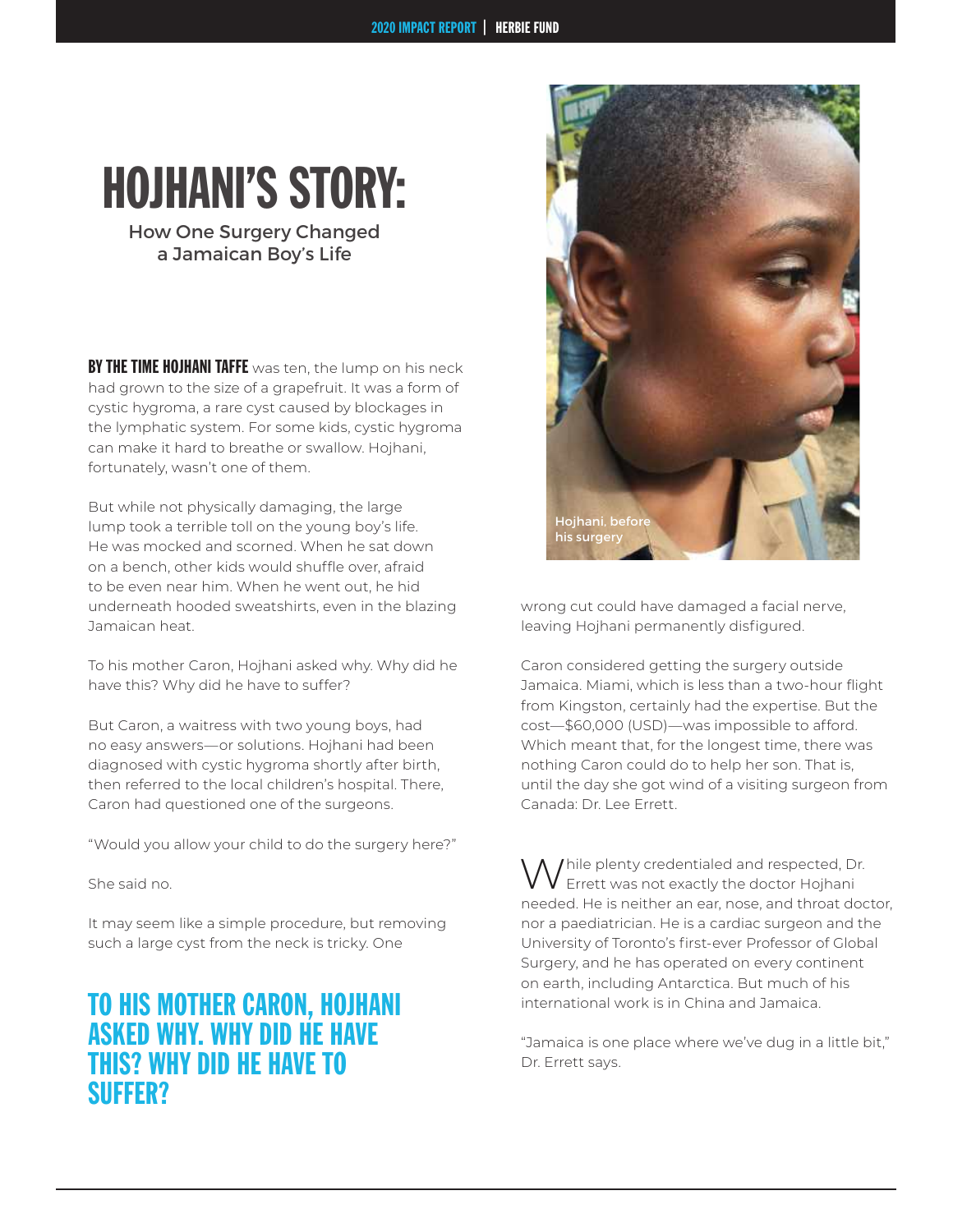# HOJHANI'S STORY:

## How One Surgery Changed a Jamaican Boy's Life

**BY THE TIME HOJHANI TAFFE** was ten, the lump on his neck had grown to the size of a grapefruit. It was a form of cystic hygroma, a rare cyst caused by blockages in the lymphatic system. For some kids, cystic hygroma can make it hard to breathe or swallow. Hojhani, fortunately, wasn't one of them.

But while not physically damaging, the large lump took a terrible toll on the young boy's life. He was mocked and scorned. When he sat down on a bench, other kids would shuffle over, afraid to be even near him. When he went out, he hid underneath hooded sweatshirts, even in the blazing Jamaican heat.

To his mother Caron, Hojhani asked why. Why did he have this? Why did he have to suffer?

But Caron, a waitress with two young boys, had no easy answers—or solutions. Hojhani had been diagnosed with cystic hygroma shortly after birth, then referred to the local children's hospital. There, Caron had questioned one of the surgeons.

"Would you allow your child to do the surgery here?"

She said no.

It may seem like a simple procedure, but removing such a large cyst from the neck is tricky. One wrong cut could have damaged a facial nerve, leaving Hojhani permanently disfigured.

**TO HIS MOTHER CARON, HOJHANI ASKED WHY. WHY DID HE HAVE THIS? WHY DID HE HAVE TO SUFFER?**

Hojhani, before his surgery

Caron considered getting the surgery outside Jamaica. Miami, which is less than a two-hour flight from Kingston, certainly had the expertise. But the cost—$60,000 (USD)—was impossible to afford. Which meant that, for the longest time, there was nothing Caron could do to help her son. That is, until the day she got wind of a visiting surgeon from Canada: Dr. Lee Errett.

While plenty credentialed and respected, Dr. Errett was not exactly the doctor Hojhani needed. He is neither an ear, nose, and throat doctor, nor a paediatrician. He is a cardiac surgeon and the University of Toronto's first-ever Professor of Global Surgery, and he has operated on every continent on earth, including Antarctica. But much of his international work is in China and Jamaica.

"Jamaica is one place where we've dug in a little bit," Dr. Errett says.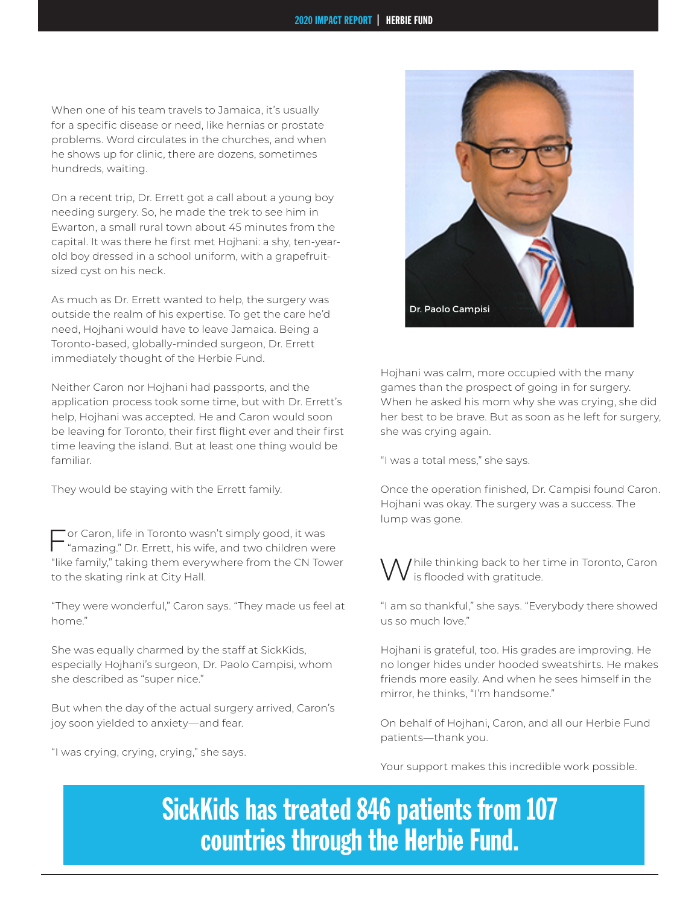When one of his team travels to Jamaica, it's usually for a specific disease or need, like hernias or prostate problems. Word circulates in the churches, and when he shows up for clinic, there are dozens, sometimes hundreds, waiting.

On a recent trip, Dr. Errett got a call about a young boy needing surgery. So, he made the trek to see him in Ewarton, a small rural town about 45 minutes from the capital. It was there he first met Hojhani: a shy, ten-year-old boy dressed in a school uniform, with a grapefruit-sized cyst on his neck.

As much as Dr. Errett wanted to help, the surgery was outside the realm of his expertise. To get the care he'd need, Hojhani would have to leave Jamaica. Being a Toronto-based, globally-minded surgeon, Dr. Errett immediately thought of the Herbie Fund.

Neither Caron nor Hojhani had passports, and the application process took some time, but with Dr. Errett's help, Hojhani was accepted. He and Caron would soon be leaving for Toronto, their first flight ever and their first time leaving the island. But at least one thing would be familiar.

They would be staying with the Errett family.

For Caron, life in Toronto wasn't simply good, it was "amazing." Dr. Errett, his wife, and two children were "like family," taking them everywhere from the CN Tower to the skating rink at City Hall.

"They were wonderful," Caron says. "They made us feel at home."

She was equally charmed by the staff at SickKids, especially Hojhani's surgeon, Dr. Paolo Campisi, whom she described as "super nice."

But when the day of the actual surgery arrived, Caron's joy soon yielded to anxiety—and fear.

"I was crying, crying, crying," she says.

Dr. Paolo Campisi

Hojhani was calm, more occupied with the many games than the prospect of going in for surgery. When he asked his mom why she was crying, she did her best to be brave. But as soon as he left for surgery, she was crying again.

"I was a total mess," she says.

Once the operation finished, Dr. Campisi found Caron. Hojhani was okay. The surgery was a success. The lump was gone.

While thinking back to her time in Toronto, Caron is flooded with gratitude.

"I am so thankful," she says. "Everybody there showed us so much love."

Hojhani is grateful, too. His grades are improving. He no longer hides under hooded sweatshirts. He makes friends more easily. And when he sees himself in the mirror, he thinks, "I'm handsome."

On behalf of Hojhani, Caron, and all our Herbie Fund patients—thank you.

Your support makes this incredible work possible.

**SickKids has treated 846 patients from 107 countries through the Herbie Fund.**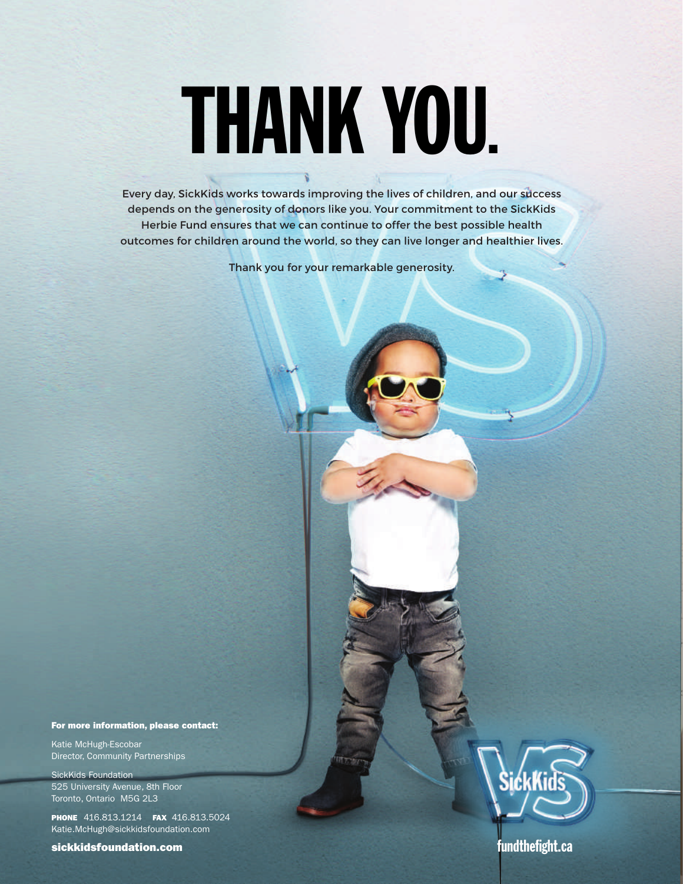# THANK YOU.

Every day, SickKids works towards improving the lives of children, and our success depends on the generosity of donors like you. Your commitment to the SickKids Herbie Fund ensures that we can continue to offer the best possible health outcomes for children around the world, so they can live longer and healthier lives.

Thank you for your remarkable generosity.

**For more information, please contact:**

Katie McHugh-Escobar
Director, Community Partnerships

SickKids Foundation
525 University Avenue, 8th Floor
Toronto, Ontario M5G 2L3

**PHONE** 416.813.1214 **FAX** 416.813.5024
Katie.McHugh@sickkidsfoundation.com

**sickkidsfoundation.com**

SickKids VS

**fundthefight.ca**